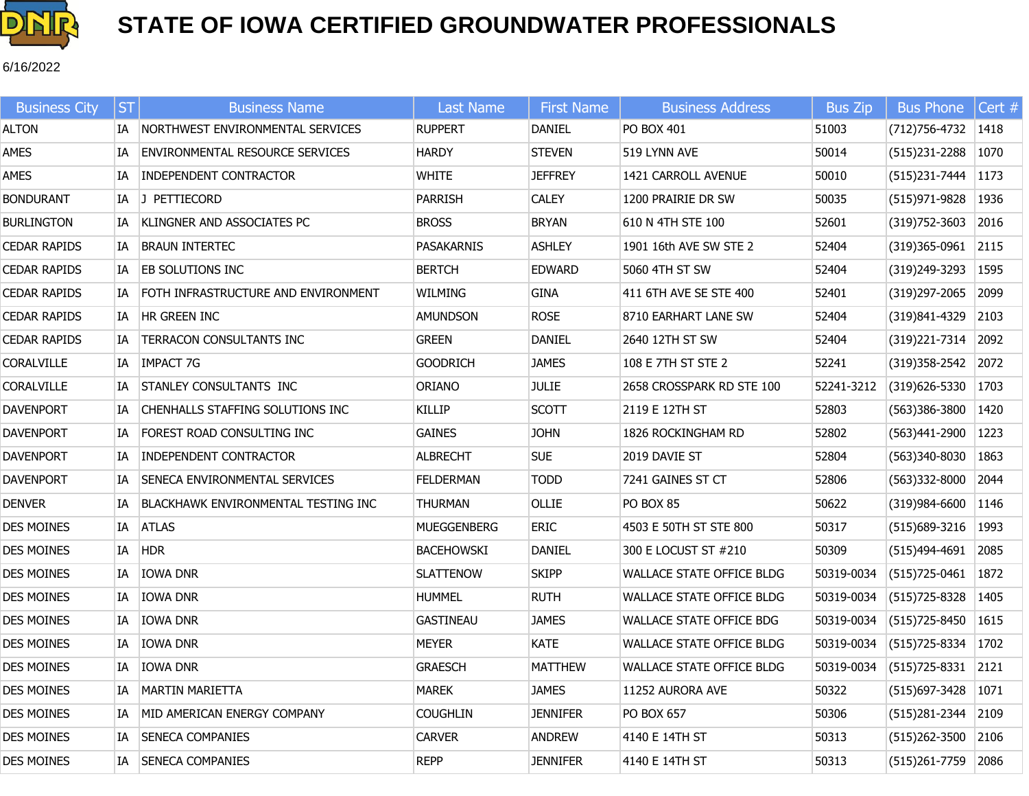# STATE OF IOWA CERTIFIED GROUNDWATER PROFESSIONALS

6/16/2022

| Business City | ST | Business Name | Last Name | First Name | Business Address | Bus Zip | Bus Phone | Cert # |
|---|---|---|---|---|---|---|---|---|
| ALTON | IA | NORTHWEST ENVIRONMENTAL SERVICES | RUPPERT | DANIEL | PO BOX 401 | 51003 | (712)756-4732 | 1418 |
| AMES | IA | ENVIRONMENTAL RESOURCE SERVICES | HARDY | STEVEN | 519 LYNN AVE | 50014 | (515)231-2288 | 1070 |
| AMES | IA | INDEPENDENT CONTRACTOR | WHITE | JEFFREY | 1421 CARROLL AVENUE | 50010 | (515)231-7444 | 1173 |
| BONDURANT | IA | J PETTIECORD | PARRISH | CALEY | 1200 PRAIRIE DR SW | 50035 | (515)971-9828 | 1936 |
| BURLINGTON | IA | KLINGNER AND ASSOCIATES PC | BROSS | BRYAN | 610 N 4TH STE 100 | 52601 | (319)752-3603 | 2016 |
| CEDAR RAPIDS | IA | BRAUN INTERTEC | PASAKARNIS | ASHLEY | 1901 16th AVE SW STE 2 | 52404 | (319)365-0961 | 2115 |
| CEDAR RAPIDS | IA | EB SOLUTIONS INC | BERTCH | EDWARD | 5060 4TH ST SW | 52404 | (319)249-3293 | 1595 |
| CEDAR RAPIDS | IA | FOTH INFRASTRUCTURE AND ENVIRONMENT | WILMING | GINA | 411 6TH AVE SE STE 400 | 52401 | (319)297-2065 | 2099 |
| CEDAR RAPIDS | IA | HR GREEN INC | AMUNDSON | ROSE | 8710 EARHART LANE SW | 52404 | (319)841-4329 | 2103 |
| CEDAR RAPIDS | IA | TERRACON CONSULTANTS INC | GREEN | DANIEL | 2640 12TH ST SW | 52404 | (319)221-7314 | 2092 |
| CORALVILLE | IA | IMPACT 7G | GOODRICH | JAMES | 108 E 7TH ST STE 2 | 52241 | (319)358-2542 | 2072 |
| CORALVILLE | IA | STANLEY CONSULTANTS INC | ORIANO | JULIE | 2658 CROSSPARK RD STE 100 | 52241-3212 | (319)626-5330 | 1703 |
| DAVENPORT | IA | CHENHALLS STAFFING SOLUTIONS INC | KILLIP | SCOTT | 2119 E 12TH ST | 52803 | (563)386-3800 | 1420 |
| DAVENPORT | IA | FOREST ROAD CONSULTING INC | GAINES | JOHN | 1826 ROCKINGHAM RD | 52802 | (563)441-2900 | 1223 |
| DAVENPORT | IA | INDEPENDENT CONTRACTOR | ALBRECHT | SUE | 2019 DAVIE ST | 52804 | (563)340-8030 | 1863 |
| DAVENPORT | IA | SENECA ENVIRONMENTAL SERVICES | FELDERMAN | TODD | 7241 GAINES ST CT | 52806 | (563)332-8000 | 2044 |
| DENVER | IA | BLACKHAWK ENVIRONMENTAL TESTING INC | THURMAN | OLLIE | PO BOX 85 | 50622 | (319)984-6600 | 1146 |
| DES MOINES | IA | ATLAS | MUEGGENBERG | ERIC | 4503 E 50TH ST STE 800 | 50317 | (515)689-3216 | 1993 |
| DES MOINES | IA | HDR | BACEHOWSKI | DANIEL | 300 E LOCUST ST #210 | 50309 | (515)494-4691 | 2085 |
| DES MOINES | IA | IOWA DNR | SLATTENOW | SKIPP | WALLACE STATE OFFICE BLDG | 50319-0034 | (515)725-0461 | 1872 |
| DES MOINES | IA | IOWA DNR | HUMMEL | RUTH | WALLACE STATE OFFICE BLDG | 50319-0034 | (515)725-8328 | 1405 |
| DES MOINES | IA | IOWA DNR | GASTINEAU | JAMES | WALLACE STATE OFFICE BDG | 50319-0034 | (515)725-8450 | 1615 |
| DES MOINES | IA | IOWA DNR | MEYER | KATE | WALLACE STATE OFFICE BLDG | 50319-0034 | (515)725-8334 | 1702 |
| DES MOINES | IA | IOWA DNR | GRAESCH | MATTHEW | WALLACE STATE OFFICE BLDG | 50319-0034 | (515)725-8331 | 2121 |
| DES MOINES | IA | MARTIN MARIETTA | MAREK | JAMES | 11252 AURORA AVE | 50322 | (515)697-3428 | 1071 |
| DES MOINES | IA | MID AMERICAN ENERGY COMPANY | COUGHLIN | JENNIFER | PO BOX 657 | 50306 | (515)281-2344 | 2109 |
| DES MOINES | IA | SENECA COMPANIES | CARVER | ANDREW | 4140 E 14TH ST | 50313 | (515)262-3500 | 2106 |
| DES MOINES | IA | SENECA COMPANIES | REPP | JENNIFER | 4140 E 14TH ST | 50313 | (515)261-7759 | 2086 |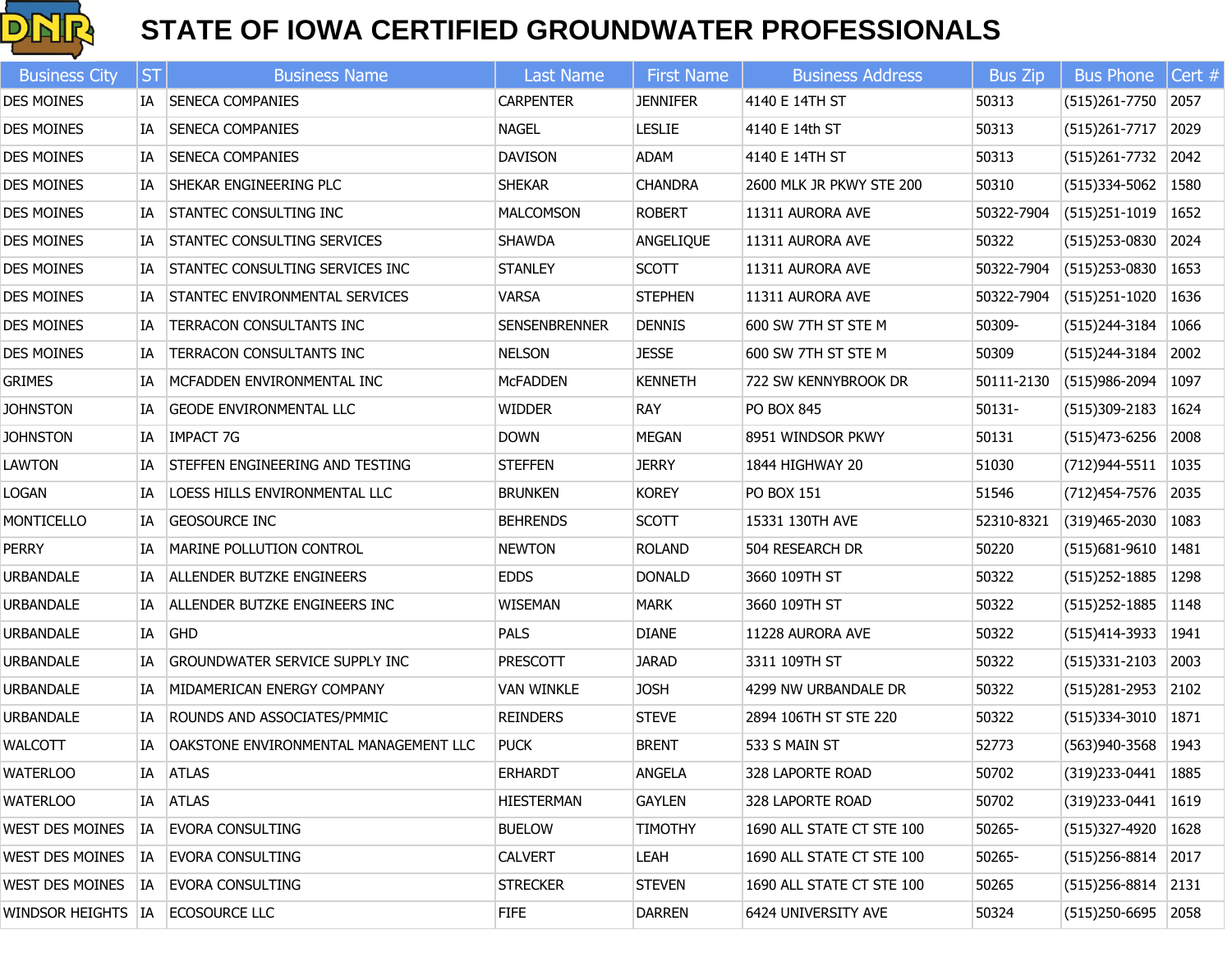# STATE OF IOWA CERTIFIED GROUNDWATER PROFESSIONALS

| Business City | ST | Business Name | Last Name | First Name | Business Address | Bus Zip | Bus Phone | Cert # |
|---|---|---|---|---|---|---|---|---|
| DES MOINES | IA | SENECA COMPANIES | CARPENTER | JENNIFER | 4140 E 14TH ST | 50313 | (515)261-7750 | 2057 |
| DES MOINES | IA | SENECA COMPANIES | NAGEL | LESLIE | 4140 E 14th ST | 50313 | (515)261-7717 | 2029 |
| DES MOINES | IA | SENECA COMPANIES | DAVISON | ADAM | 4140 E 14TH ST | 50313 | (515)261-7732 | 2042 |
| DES MOINES | IA | SHEKAR ENGINEERING PLC | SHEKAR | CHANDRA | 2600 MLK JR PKWY STE 200 | 50310 | (515)334-5062 | 1580 |
| DES MOINES | IA | STANTEC CONSULTING INC | MALCOMSON | ROBERT | 11311 AURORA AVE | 50322-7904 | (515)251-1019 | 1652 |
| DES MOINES | IA | STANTEC CONSULTING SERVICES | SHAWDA | ANGELIQUE | 11311 AURORA AVE | 50322 | (515)253-0830 | 2024 |
| DES MOINES | IA | STANTEC CONSULTING SERVICES INC | STANLEY | SCOTT | 11311 AURORA AVE | 50322-7904 | (515)253-0830 | 1653 |
| DES MOINES | IA | STANTEC ENVIRONMENTAL SERVICES | VARSA | STEPHEN | 11311 AURORA AVE | 50322-7904 | (515)251-1020 | 1636 |
| DES MOINES | IA | TERRACON CONSULTANTS INC | SENSENBRENNER | DENNIS | 600 SW 7TH ST STE M | 50309- | (515)244-3184 | 1066 |
| DES MOINES | IA | TERRACON CONSULTANTS INC | NELSON | JESSE | 600 SW 7TH ST STE M | 50309 | (515)244-3184 | 2002 |
| GRIMES | IA | MCFADDEN ENVIRONMENTAL INC | McFADDEN | KENNETH | 722 SW KENNYBROOK DR | 50111-2130 | (515)986-2094 | 1097 |
| JOHNSTON | IA | GEODE ENVIRONMENTAL LLC | WIDDER | RAY | PO BOX 845 | 50131- | (515)309-2183 | 1624 |
| JOHNSTON | IA | IMPACT 7G | DOWN | MEGAN | 8951 WINDSOR PKWY | 50131 | (515)473-6256 | 2008 |
| LAWTON | IA | STEFFEN ENGINEERING AND TESTING | STEFFEN | JERRY | 1844 HIGHWAY 20 | 51030 | (712)944-5511 | 1035 |
| LOGAN | IA | LOESS HILLS ENVIRONMENTAL LLC | BRUNKEN | KOREY | PO BOX 151 | 51546 | (712)454-7576 | 2035 |
| MONTICELLO | IA | GEOSOURCE INC | BEHRENDS | SCOTT | 15331 130TH AVE | 52310-8321 | (319)465-2030 | 1083 |
| PERRY | IA | MARINE POLLUTION CONTROL | NEWTON | ROLAND | 504 RESEARCH DR | 50220 | (515)681-9610 | 1481 |
| URBANDALE | IA | ALLENDER BUTZKE ENGINEERS | EDDS | DONALD | 3660 109TH ST | 50322 | (515)252-1885 | 1298 |
| URBANDALE | IA | ALLENDER BUTZKE ENGINEERS INC | WISEMAN | MARK | 3660 109TH ST | 50322 | (515)252-1885 | 1148 |
| URBANDALE | IA | GHD | PALS | DIANE | 11228 AURORA AVE | 50322 | (515)414-3933 | 1941 |
| URBANDALE | IA | GROUNDWATER SERVICE SUPPLY INC | PRESCOTT | JARAD | 3311 109TH ST | 50322 | (515)331-2103 | 2003 |
| URBANDALE | IA | MIDAMERICAN ENERGY COMPANY | VAN WINKLE | JOSH | 4299 NW URBANDALE DR | 50322 | (515)281-2953 | 2102 |
| URBANDALE | IA | ROUNDS AND ASSOCIATES/PMMIC | REINDERS | STEVE | 2894 106TH ST STE 220 | 50322 | (515)334-3010 | 1871 |
| WALCOTT | IA | OAKSTONE ENVIRONMENTAL MANAGEMENT LLC | PUCK | BRENT | 533 S MAIN ST | 52773 | (563)940-3568 | 1943 |
| WATERLOO | IA | ATLAS | ERHARDT | ANGELA | 328 LAPORTE ROAD | 50702 | (319)233-0441 | 1885 |
| WATERLOO | IA | ATLAS | HIESTERMAN | GAYLEN | 328 LAPORTE ROAD | 50702 | (319)233-0441 | 1619 |
| WEST DES MOINES | IA | EVORA CONSULTING | BUELOW | TIMOTHY | 1690 ALL STATE CT STE 100 | 50265- | (515)327-4920 | 1628 |
| WEST DES MOINES | IA | EVORA CONSULTING | CALVERT | LEAH | 1690 ALL STATE CT STE 100 | 50265- | (515)256-8814 | 2017 |
| WEST DES MOINES | IA | EVORA CONSULTING | STRECKER | STEVEN | 1690 ALL STATE CT STE 100 | 50265 | (515)256-8814 | 2131 |
| WINDSOR HEIGHTS | IA | ECOSOURCE LLC | FIFE | DARREN | 6424 UNIVERSITY AVE | 50324 | (515)250-6695 | 2058 |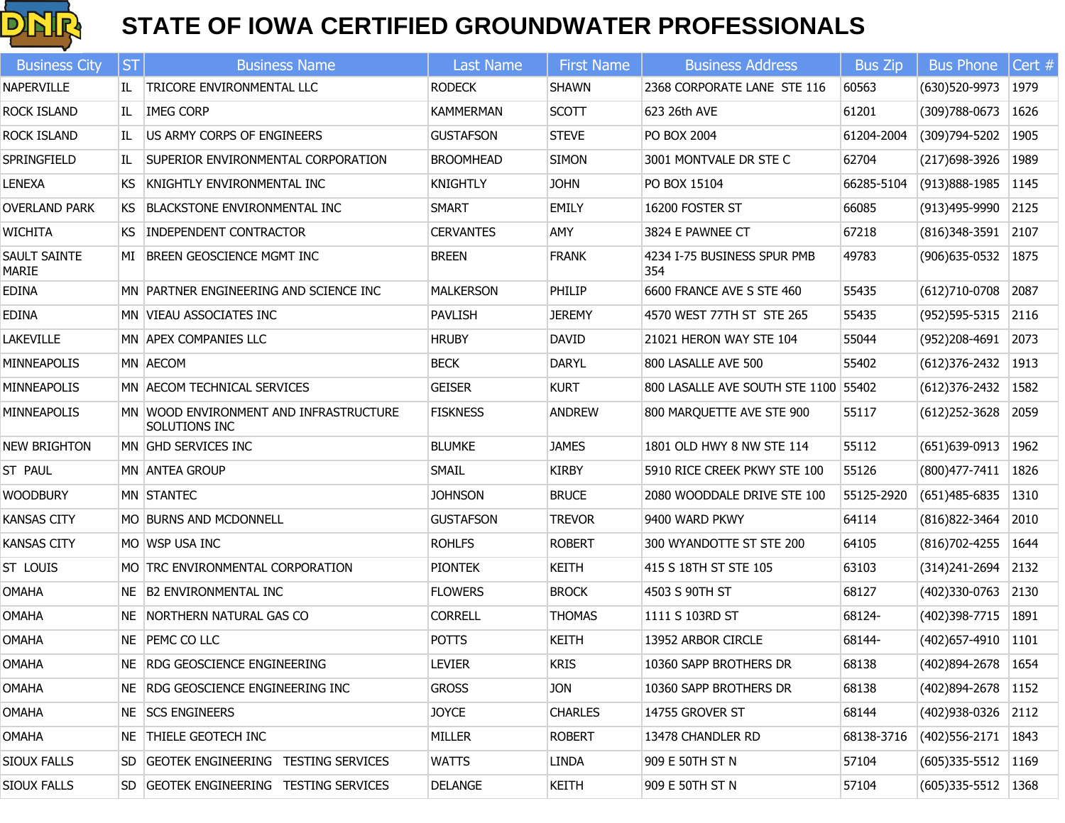# STATE OF IOWA CERTIFIED GROUNDWATER PROFESSIONALS

| Business City | ST | Business Name | Last Name | First Name | Business Address | Bus Zip | Bus Phone | Cert # |
|---|---|---|---|---|---|---|---|---|
| NAPERVILLE | IL | TRICORE ENVIRONMENTAL LLC | RODECK | SHAWN | 2368 CORPORATE LANE  STE 116 | 60563 | (630)520-9973 | 1979 |
| ROCK ISLAND | IL | IMEG CORP | KAMMERMAN | SCOTT | 623 26th AVE | 61201 | (309)788-0673 | 1626 |
| ROCK ISLAND | IL | US ARMY CORPS OF ENGINEERS | GUSTAFSON | STEVE | PO BOX 2004 | 61204-2004 | (309)794-5202 | 1905 |
| SPRINGFIELD | IL | SUPERIOR ENVIRONMENTAL CORPORATION | BROOMHEAD | SIMON | 3001 MONTVALE DR STE C | 62704 | (217)698-3926 | 1989 |
| LENEXA | KS | KNIGHTLY ENVIRONMENTAL INC | KNIGHTLY | JOHN | PO BOX 15104 | 66285-5104 | (913)888-1985 | 1145 |
| OVERLAND PARK | KS | BLACKSTONE ENVIRONMENTAL INC | SMART | EMILY | 16200 FOSTER ST | 66085 | (913)495-9990 | 2125 |
| WICHITA | KS | INDEPENDENT CONTRACTOR | CERVANTES | AMY | 3824 E PAWNEE CT | 67218 | (816)348-3591 | 2107 |
| SAULT SAINTE MARIE | MI | BREEN GEOSCIENCE MGMT INC | BREEN | FRANK | 4234 I-75 BUSINESS SPUR PMB 354 | 49783 | (906)635-0532 | 1875 |
| EDINA | MN | PARTNER ENGINEERING AND SCIENCE INC | MALKERSON | PHILIP | 6600 FRANCE AVE S STE 460 | 55435 | (612)710-0708 | 2087 |
| EDINA | MN | VIEAU ASSOCIATES INC | PAVLISH | JEREMY | 4570 WEST 77TH ST  STE 265 | 55435 | (952)595-5315 | 2116 |
| LAKEVILLE | MN | APEX COMPANIES LLC | HRUBY | DAVID | 21021 HERON WAY STE 104 | 55044 | (952)208-4691 | 2073 |
| MINNEAPOLIS | MN | AECOM | BECK | DARYL | 800 LASALLE AVE 500 | 55402 | (612)376-2432 | 1913 |
| MINNEAPOLIS | MN | AECOM TECHNICAL SERVICES | GEISER | KURT | 800 LASALLE AVE SOUTH STE 1100 | 55402 | (612)376-2432 | 1582 |
| MINNEAPOLIS | MN | WOOD ENVIRONMENT AND INFRASTRUCTURE SOLUTIONS INC | FISKNESS | ANDREW | 800 MARQUETTE AVE STE 900 | 55117 | (612)252-3628 | 2059 |
| NEW BRIGHTON | MN | GHD SERVICES INC | BLUMKE | JAMES | 1801 OLD HWY 8 NW STE 114 | 55112 | (651)639-0913 | 1962 |
| ST  PAUL | MN | ANTEA GROUP | SMAIL | KIRBY | 5910 RICE CREEK PKWY STE 100 | 55126 | (800)477-7411 | 1826 |
| WOODBURY | MN | STANTEC | JOHNSON | BRUCE | 2080 WOODDALE DRIVE STE 100 | 55125-2920 | (651)485-6835 | 1310 |
| KANSAS CITY | MO | BURNS AND MCDONNELL | GUSTAFSON | TREVOR | 9400 WARD PKWY | 64114 | (816)822-3464 | 2010 |
| KANSAS CITY | MO | WSP USA INC | ROHLFS | ROBERT | 300 WYANDOTTE ST STE 200 | 64105 | (816)702-4255 | 1644 |
| ST  LOUIS | MO | TRC ENVIRONMENTAL CORPORATION | PIONTEK | KEITH | 415 S 18TH ST STE 105 | 63103 | (314)241-2694 | 2132 |
| OMAHA | NE | B2 ENVIRONMENTAL INC | FLOWERS | BROCK | 4503 S 90TH ST | 68127 | (402)330-0763 | 2130 |
| OMAHA | NE | NORTHERN NATURAL GAS CO | CORRELL | THOMAS | 1111 S 103RD ST | 68124- | (402)398-7715 | 1891 |
| OMAHA | NE | PEMC CO LLC | POTTS | KEITH | 13952 ARBOR CIRCLE | 68144- | (402)657-4910 | 1101 |
| OMAHA | NE | RDG GEOSCIENCE ENGINEERING | LEVIER | KRIS | 10360 SAPP BROTHERS DR | 68138 | (402)894-2678 | 1654 |
| OMAHA | NE | RDG GEOSCIENCE ENGINEERING INC | GROSS | JON | 10360 SAPP BROTHERS DR | 68138 | (402)894-2678 | 1152 |
| OMAHA | NE | SCS ENGINEERS | JOYCE | CHARLES | 14755 GROVER ST | 68144 | (402)938-0326 | 2112 |
| OMAHA | NE | THIELE GEOTECH INC | MILLER | ROBERT | 13478 CHANDLER RD | 68138-3716 | (402)556-2171 | 1843 |
| SIOUX FALLS | SD | GEOTEK ENGINEERING   TESTING SERVICES | WATTS | LINDA | 909 E 50TH ST N | 57104 | (605)335-5512 | 1169 |
| SIOUX FALLS | SD | GEOTEK ENGINEERING   TESTING SERVICES | DELANGE | KEITH | 909 E 50TH ST N | 57104 | (605)335-5512 | 1368 |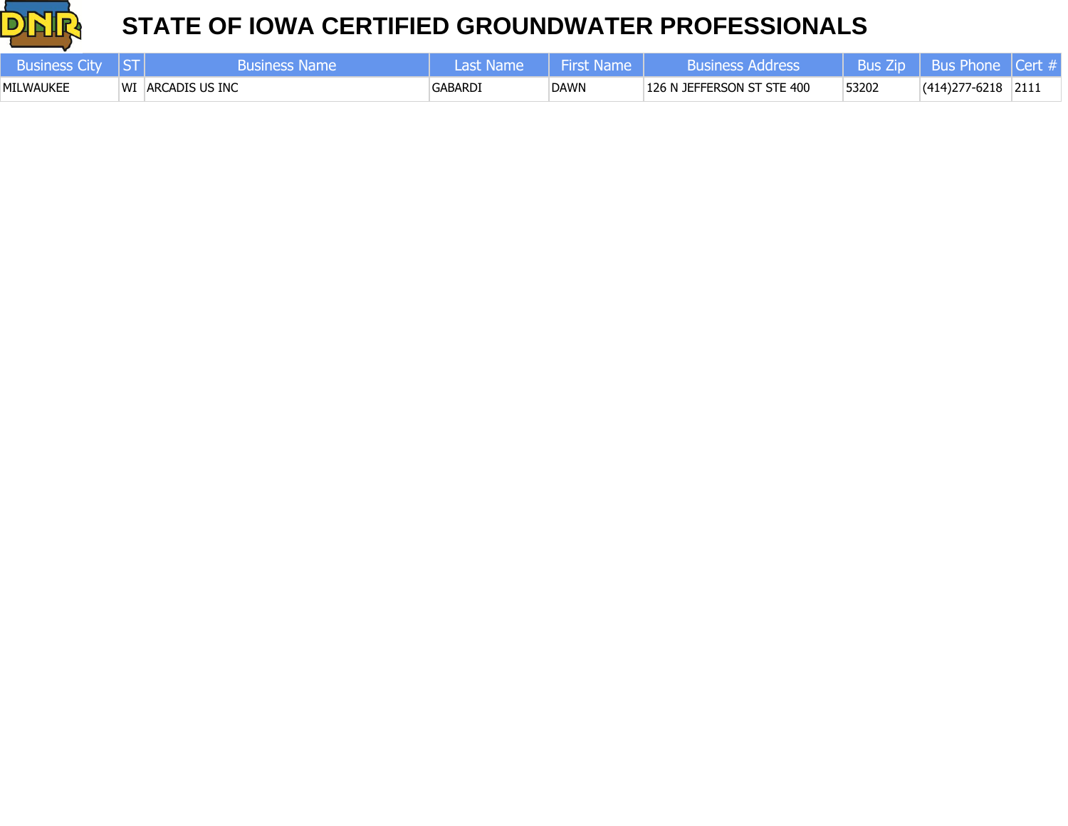# STATE OF IOWA CERTIFIED GROUNDWATER PROFESSIONALS

| Business City | ST | Business Name | Last Name | First Name | Business Address | Bus Zip | Bus Phone | Cert # |
|---|---|---|---|---|---|---|---|---|
| MILWAUKEE | WI | ARCADIS US INC | GABARDI | DAWN | 126 N JEFFERSON ST STE 400 | 53202 | (414)277-6218 | 2111 |